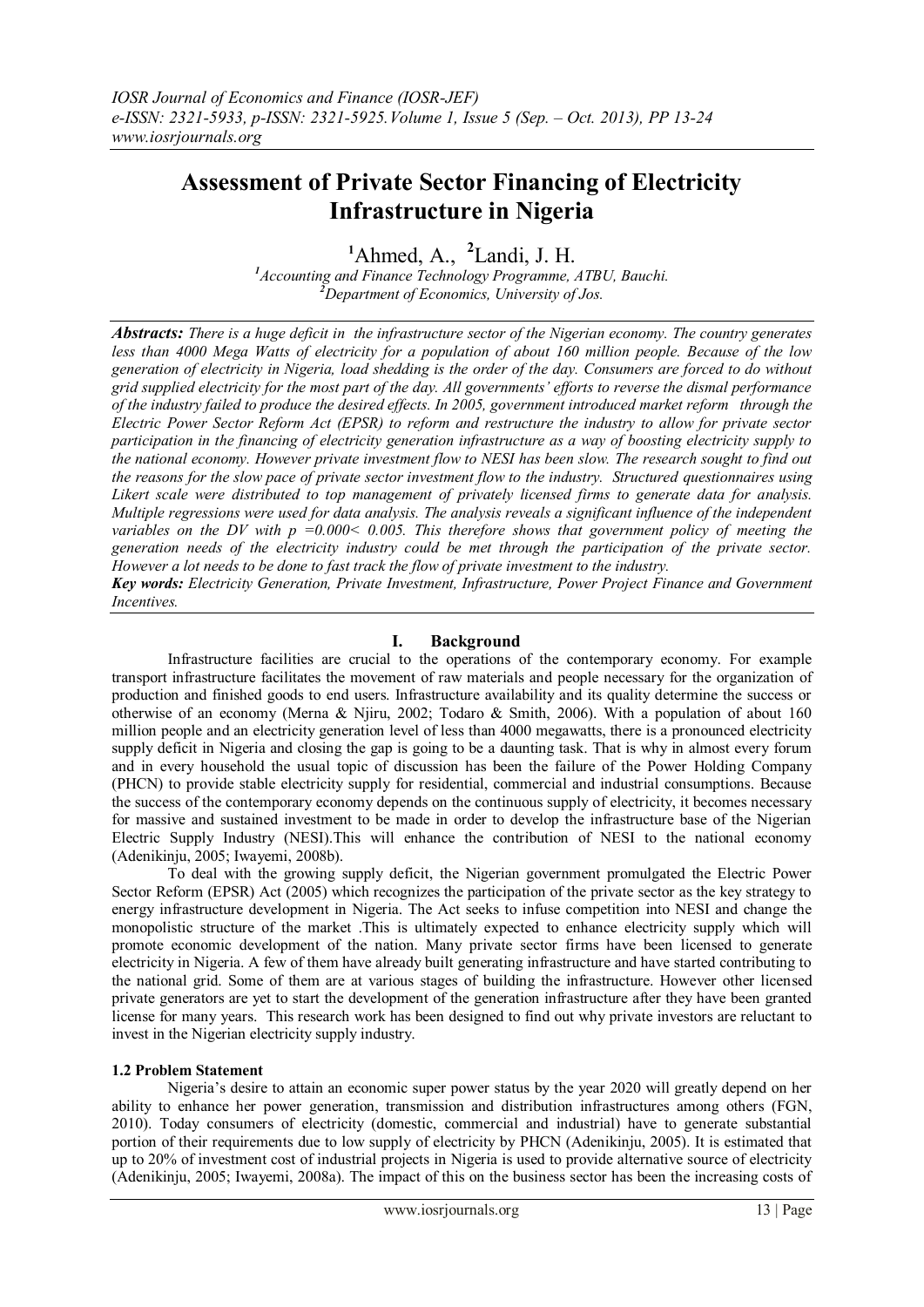# Assessment of Private Sector Financing of Electricity Infrastructure in Nigeria

[1]Ahmed, A., [2]Landi, J. H.

[1]*Accounting and Finance Technology Programme, ATBU, Bauchi.*
[2]*Department of Economics, University of Jos.*

***Abstracts:*** *There is a huge deficit in the infrastructure sector of the Nigerian economy. The country generates less than 4000 Mega Watts of electricity for a population of about 160 million people. Because of the low generation of electricity in Nigeria, load shedding is the order of the day. Consumers are forced to do without grid supplied electricity for the most part of the day. All governments' efforts to reverse the dismal performance of the industry failed to produce the desired effects. In 2005, government introduced market reform through the Electric Power Sector Reform Act (EPSR) to reform and restructure the industry to allow for private sector participation in the financing of electricity generation infrastructure as a way of boosting electricity supply to the national economy. However private investment flow to NESI has been slow. The research sought to find out the reasons for the slow pace of private sector investment flow to the industry. Structured questionnaires using Likert scale were distributed to top management of privately licensed firms to generate data for analysis. Multiple regressions were used for data analysis. The analysis reveals a significant influence of the independent variables on the DV with $p = 0.000 < 0.005$. This therefore shows that government policy of meeting the generation needs of the electricity industry could be met through the participation of the private sector. However a lot needs to be done to fast track the flow of private investment to the industry.*

***Key words:*** *Electricity Generation, Private Investment, Infrastructure, Power Project Finance and Government Incentives.*

## I. Background

Infrastructure facilities are crucial to the operations of the contemporary economy. For example transport infrastructure facilitates the movement of raw materials and people necessary for the organization of production and finished goods to end users. Infrastructure availability and its quality determine the success or otherwise of an economy (Merna & Njiru, 2002; Todaro & Smith, 2006). With a population of about 160 million people and an electricity generation level of less than 4000 megawatts, there is a pronounced electricity supply deficit in Nigeria and closing the gap is going to be a daunting task. That is why in almost every forum and in every household the usual topic of discussion has been the failure of the Power Holding Company (PHCN) to provide stable electricity supply for residential, commercial and industrial consumptions. Because the success of the contemporary economy depends on the continuous supply of electricity, it becomes necessary for massive and sustained investment to be made in order to develop the infrastructure base of the Nigerian Electric Supply Industry (NESI).This will enhance the contribution of NESI to the national economy (Adenikinju, 2005; Iwayemi, 2008b).

To deal with the growing supply deficit, the Nigerian government promulgated the Electric Power Sector Reform (EPSR) Act (2005) which recognizes the participation of the private sector as the key strategy to energy infrastructure development in Nigeria. The Act seeks to infuse competition into NESI and change the monopolistic structure of the market .This is ultimately expected to enhance electricity supply which will promote economic development of the nation. Many private sector firms have been licensed to generate electricity in Nigeria. A few of them have already built generating infrastructure and have started contributing to the national grid. Some of them are at various stages of building the infrastructure. However other licensed private generators are yet to start the development of the generation infrastructure after they have been granted license for many years. This research work has been designed to find out why private investors are reluctant to invest in the Nigerian electricity supply industry.

### 1.2 Problem Statement

Nigeria's desire to attain an economic super power status by the year 2020 will greatly depend on her ability to enhance her power generation, transmission and distribution infrastructures among others (FGN, 2010). Today consumers of electricity (domestic, commercial and industrial) have to generate substantial portion of their requirements due to low supply of electricity by PHCN (Adenikinju, 2005). It is estimated that up to 20% of investment cost of industrial projects in Nigeria is used to provide alternative source of electricity (Adenikinju, 2005; Iwayemi, 2008a). The impact of this on the business sector has been the increasing costs of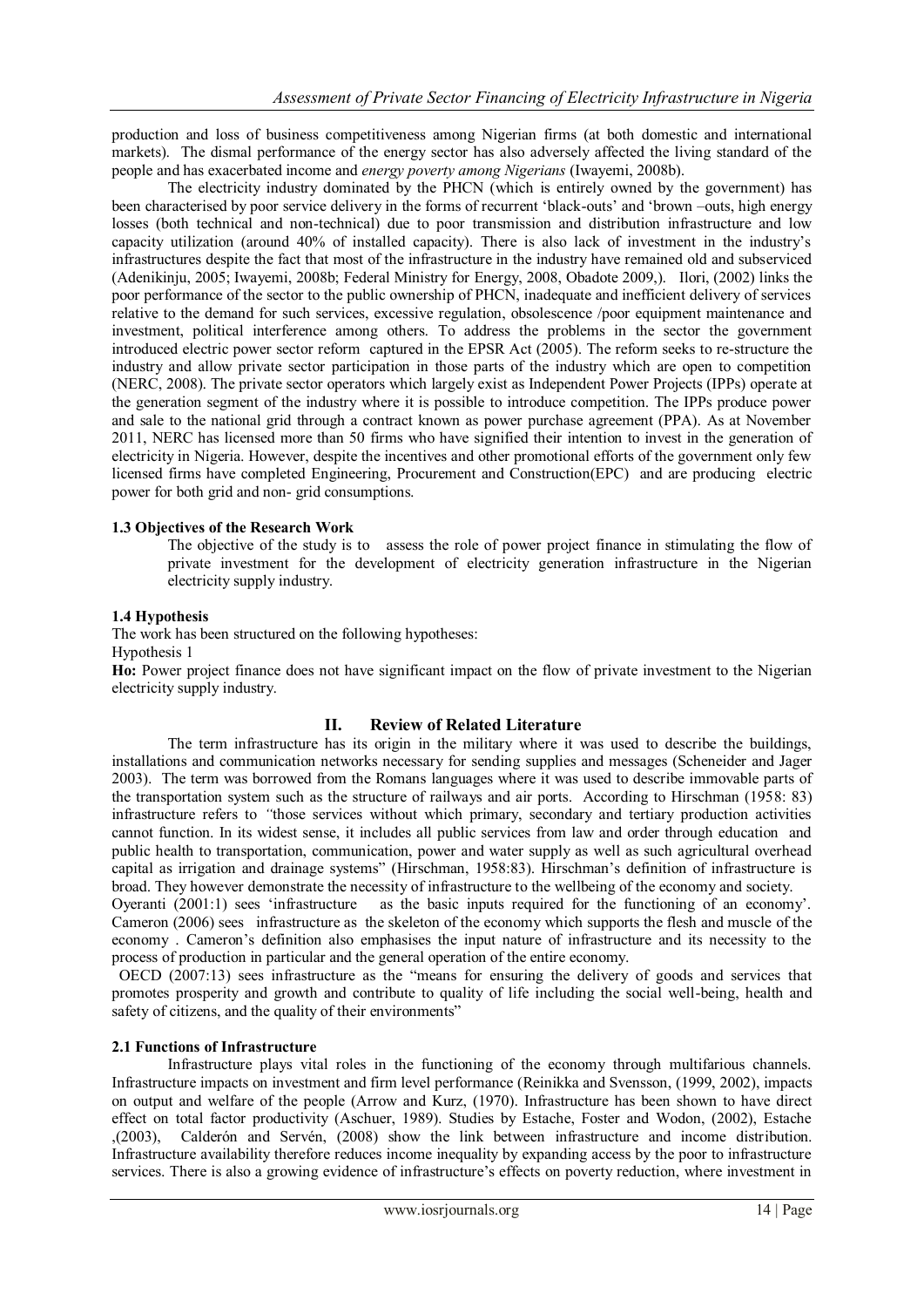production and loss of business competitiveness among Nigerian firms (at both domestic and international markets). The dismal performance of the energy sector has also adversely affected the living standard of the people and has exacerbated income and *energy poverty among Nigerians* (Iwayemi, 2008b).

The electricity industry dominated by the PHCN (which is entirely owned by the government) has been characterised by poor service delivery in the forms of recurrent 'black-outs' and 'brown –outs, high energy losses (both technical and non-technical) due to poor transmission and distribution infrastructure and low capacity utilization (around 40% of installed capacity). There is also lack of investment in the industry's infrastructures despite the fact that most of the infrastructure in the industry have remained old and subserviced (Adenikinju, 2005; Iwayemi, 2008b; Federal Ministry for Energy, 2008, Obadote 2009,). Ilori, (2002) links the poor performance of the sector to the public ownership of PHCN, inadequate and inefficient delivery of services relative to the demand for such services, excessive regulation, obsolescence /poor equipment maintenance and investment, political interference among others. To address the problems in the sector the government introduced electric power sector reform captured in the EPSR Act (2005). The reform seeks to re-structure the industry and allow private sector participation in those parts of the industry which are open to competition (NERC, 2008). The private sector operators which largely exist as Independent Power Projects (IPPs) operate at the generation segment of the industry where it is possible to introduce competition. The IPPs produce power and sale to the national grid through a contract known as power purchase agreement (PPA). As at November 2011, NERC has licensed more than 50 firms who have signified their intention to invest in the generation of electricity in Nigeria. However, despite the incentives and other promotional efforts of the government only few licensed firms have completed Engineering, Procurement and Construction(EPC) and are producing electric power for both grid and non- grid consumptions.

### 1.3 Objectives of the Research Work

The objective of the study is to assess the role of power project finance in stimulating the flow of private investment for the development of electricity generation infrastructure in the Nigerian electricity supply industry.

### 1.4 Hypothesis

The work has been structured on the following hypotheses:

Hypothesis 1

**Ho:** Power project finance does not have significant impact on the flow of private investment to the Nigerian electricity supply industry.

## II. Review of Related Literature

The term infrastructure has its origin in the military where it was used to describe the buildings, installations and communication networks necessary for sending supplies and messages (Scheneider and Jager 2003). The term was borrowed from the Romans languages where it was used to describe immovable parts of the transportation system such as the structure of railways and air ports. According to Hirschman (1958: 83) infrastructure refers to *"*those services without which primary, secondary and tertiary production activities cannot function. In its widest sense, it includes all public services from law and order through education and public health to transportation, communication, power and water supply as well as such agricultural overhead capital as irrigation and drainage systems" (Hirschman, 1958:83). Hirschman's definition of infrastructure is broad. They however demonstrate the necessity of infrastructure to the wellbeing of the economy and society.

Oyeranti (2001:1) sees 'infrastructure as the basic inputs required for the functioning of an economy'. Cameron (2006) sees infrastructure as the skeleton of the economy which supports the flesh and muscle of the economy . Cameron's definition also emphasises the input nature of infrastructure and its necessity to the process of production in particular and the general operation of the entire economy.

OECD (2007:13) sees infrastructure as the "means for ensuring the delivery of goods and services that promotes prosperity and growth and contribute to quality of life including the social well-being, health and safety of citizens, and the quality of their environments"

### 2.1 Functions of Infrastructure

Infrastructure plays vital roles in the functioning of the economy through multifarious channels. Infrastructure impacts on investment and firm level performance (Reinikka and Svensson, (1999, 2002), impacts on output and welfare of the people (Arrow and Kurz, (1970). Infrastructure has been shown to have direct effect on total factor productivity (Aschuer, 1989). Studies by Estache, Foster and Wodon, (2002), Estache ,(2003), Calderón and Servén, (2008) show the link between infrastructure and income distribution. Infrastructure availability therefore reduces income inequality by expanding access by the poor to infrastructure services. There is also a growing evidence of infrastructure's effects on poverty reduction, where investment in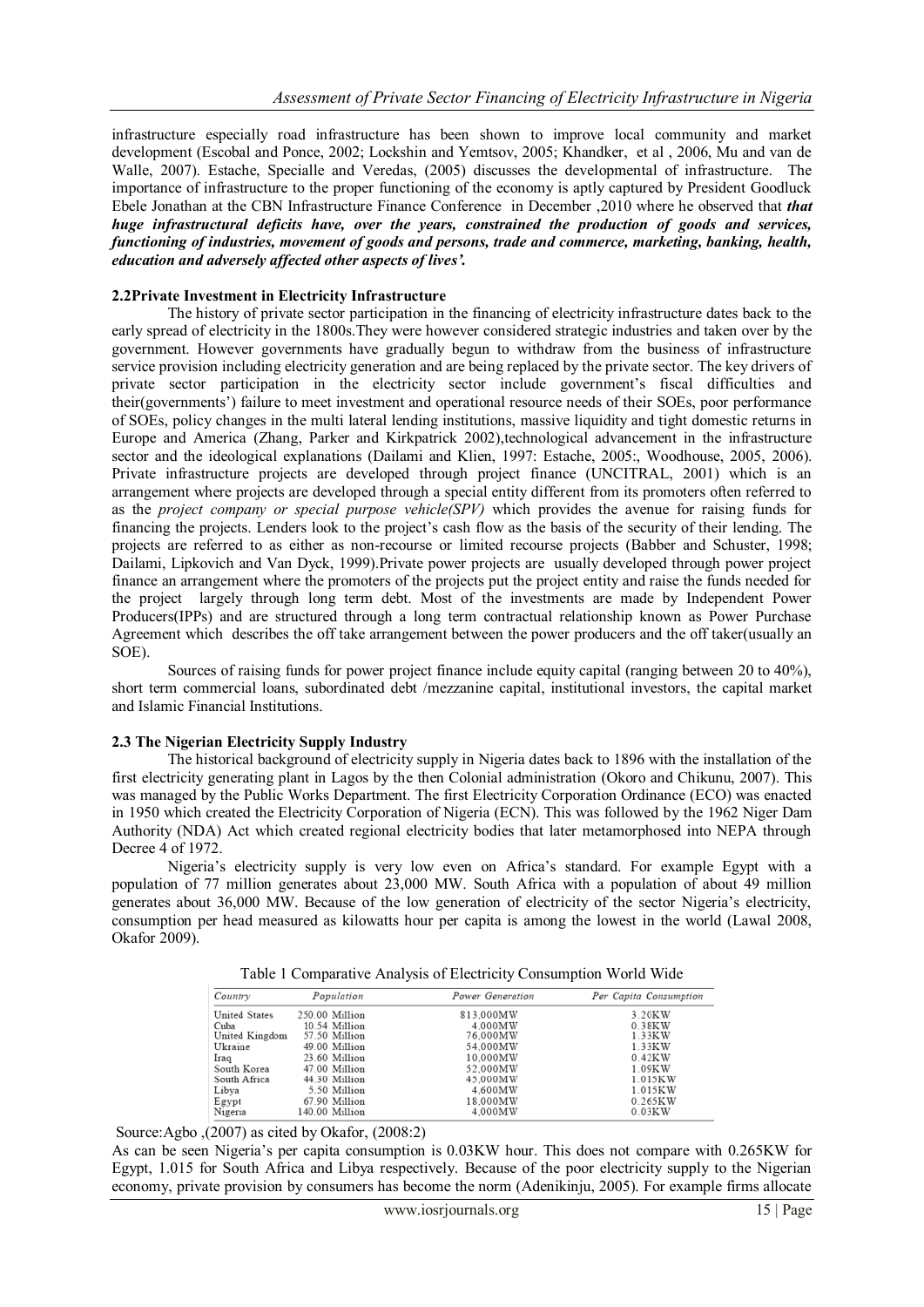infrastructure especially road infrastructure has been shown to improve local community and market development (Escobal and Ponce, 2002; Lockshin and Yemtsov, 2005; Khandker, et al , 2006, Mu and van de Walle, 2007). Estache, Specialle and Veredas, (2005) discusses the developmental of infrastructure. The importance of infrastructure to the proper functioning of the economy is aptly captured by President Goodluck Ebele Jonathan at the CBN Infrastructure Finance Conference in December ,2010 where he observed that ***that huge infrastructural deficits have, over the years, constrained the production of goods and services, functioning of industries, movement of goods and persons, trade and commerce, marketing, banking, health, education and adversely affected other aspects of lives'.***

### 2.2Private Investment in Electricity Infrastructure

The history of private sector participation in the financing of electricity infrastructure dates back to the early spread of electricity in the 1800s.They were however considered strategic industries and taken over by the government. However governments have gradually begun to withdraw from the business of infrastructure service provision including electricity generation and are being replaced by the private sector. The key drivers of private sector participation in the electricity sector include government's fiscal difficulties and their(governments') failure to meet investment and operational resource needs of their SOEs, poor performance of SOEs, policy changes in the multi lateral lending institutions, massive liquidity and tight domestic returns in Europe and America (Zhang, Parker and Kirkpatrick 2002),technological advancement in the infrastructure sector and the ideological explanations (Dailami and Klien, 1997: Estache, 2005:, Woodhouse, 2005, 2006). Private infrastructure projects are developed through project finance (UNCITRAL, 2001) which is an arrangement where projects are developed through a special entity different from its promoters often referred to as the *project company or special purpose vehicle(SPV)* which provides the avenue for raising funds for financing the projects. Lenders look to the project's cash flow as the basis of the security of their lending. The projects are referred to as either as non-recourse or limited recourse projects (Babber and Schuster, 1998; Dailami, Lipkovich and Van Dyck, 1999).Private power projects are usually developed through power project finance an arrangement where the promoters of the projects put the project entity and raise the funds needed for the project largely through long term debt. Most of the investments are made by Independent Power Producers(IPPs) and are structured through a long term contractual relationship known as Power Purchase Agreement which describes the off take arrangement between the power producers and the off taker(usually an SOE).

Sources of raising funds for power project finance include equity capital (ranging between 20 to 40%), short term commercial loans, subordinated debt /mezzanine capital, institutional investors, the capital market and Islamic Financial Institutions.

### 2.3 The Nigerian Electricity Supply Industry

The historical background of electricity supply in Nigeria dates back to 1896 with the installation of the first electricity generating plant in Lagos by the then Colonial administration (Okoro and Chikunu, 2007). This was managed by the Public Works Department. The first Electricity Corporation Ordinance (ECO) was enacted in 1950 which created the Electricity Corporation of Nigeria (ECN). This was followed by the 1962 Niger Dam Authority (NDA) Act which created regional electricity bodies that later metamorphosed into NEPA through Decree 4 of 1972.

Nigeria's electricity supply is very low even on Africa's standard. For example Egypt with a population of 77 million generates about 23,000 MW. South Africa with a population of about 49 million generates about 36,000 MW. Because of the low generation of electricity of the sector Nigeria's electricity, consumption per head measured as kilowatts hour per capita is among the lowest in the world (Lawal 2008, Okafor 2009).

Table 1 Comparative Analysis of Electricity Consumption World Wide

| Country | Population | Power Generation | Per Capita Consumption |
|---|---|---|---|
| United States | 250.00 Million | 813,000MW | 3.20KW |
| Cuba | 10.54 Million | 4,000MW | 0.38KW |
| United Kingdom | 57.50 Million | 76,000MW | 1.33KW |
| Ukraine | 49.00 Million | 54,000MW | 1.33KW |
| Iraq | 23.60 Million | 10,000MW | 0.42KW |
| South Korea | 47.00 Million | 52,000MW | 1.09KW |
| South Africa | 44.30 Million | 45,000MW | 1.015KW |
| Libya | 5.50 Million | 4,600MW | 1.015KW |
| Egypt | 67.90 Million | 18,000MW | 0.265KW |
| Nigeria | 140.00 Million | 4,000MW | 0.03KW |

Source:Agbo ,(2007) as cited by Okafor, (2008:2)

As can be seen Nigeria's per capita consumption is 0.03KW hour. This does not compare with 0.265KW for Egypt, 1.015 for South Africa and Libya respectively. Because of the poor electricity supply to the Nigerian economy, private provision by consumers has become the norm (Adenikinju, 2005). For example firms allocate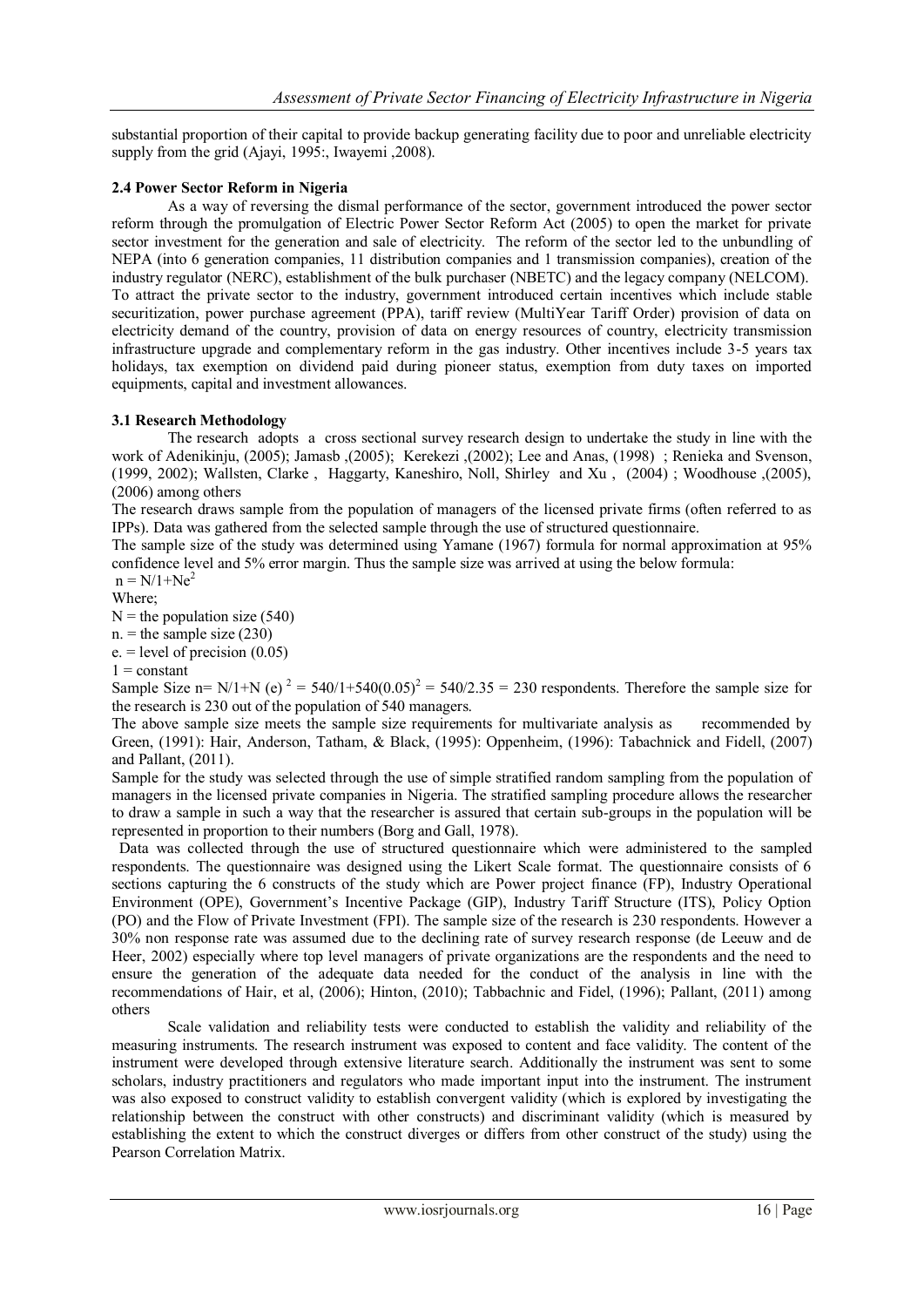substantial proportion of their capital to provide backup generating facility due to poor and unreliable electricity supply from the grid (Ajayi, 1995:, Iwayemi ,2008).

### 2.4 Power Sector Reform in Nigeria

As a way of reversing the dismal performance of the sector, government introduced the power sector reform through the promulgation of Electric Power Sector Reform Act (2005) to open the market for private sector investment for the generation and sale of electricity. The reform of the sector led to the unbundling of NEPA (into 6 generation companies, 11 distribution companies and 1 transmission companies), creation of the industry regulator (NERC), establishment of the bulk purchaser (NBETC) and the legacy company (NELCOM). To attract the private sector to the industry, government introduced certain incentives which include stable securitization, power purchase agreement (PPA), tariff review (MultiYear Tariff Order) provision of data on electricity demand of the country, provision of data on energy resources of country, electricity transmission infrastructure upgrade and complementary reform in the gas industry. Other incentives include 3-5 years tax holidays, tax exemption on dividend paid during pioneer status, exemption from duty taxes on imported equipments, capital and investment allowances.

### 3.1 Research Methodology

The research adopts a cross sectional survey research design to undertake the study in line with the work of Adenikinju, (2005); Jamasb ,(2005); Kerekezi ,(2002); Lee and Anas, (1998) ; Renieka and Svenson, (1999, 2002); Wallsten, Clarke , Haggarty, Kaneshiro, Noll, Shirley and Xu , (2004) ; Woodhouse ,(2005), (2006) among others

The research draws sample from the population of managers of the licensed private firms (often referred to as IPPs). Data was gathered from the selected sample through the use of structured questionnaire.

The sample size of the study was determined using Yamane (1967) formula for normal approximation at 95% confidence level and 5% error margin. Thus the sample size was arrived at using the below formula:

$n = N/1+Ne^2$

Where;

N = the population size (540)

n. = the sample size (230)

e. = level of precision (0.05)

1 = constant

Sample Size $n= N/1+N (e)^2 = 540/1+540(0.05)^2 = 540/2.35 = 230$ respondents. Therefore the sample size for the research is 230 out of the population of 540 managers.

The above sample size meets the sample size requirements for multivariate analysis as recommended by Green, (1991): Hair, Anderson, Tatham, & Black, (1995): Oppenheim, (1996): Tabachnick and Fidell, (2007) and Pallant, (2011).

Sample for the study was selected through the use of simple stratified random sampling from the population of managers in the licensed private companies in Nigeria. The stratified sampling procedure allows the researcher to draw a sample in such a way that the researcher is assured that certain sub-groups in the population will be represented in proportion to their numbers (Borg and Gall, 1978).

Data was collected through the use of structured questionnaire which were administered to the sampled respondents. The questionnaire was designed using the Likert Scale format. The questionnaire consists of 6 sections capturing the 6 constructs of the study which are Power project finance (FP), Industry Operational Environment (OPE), Government's Incentive Package (GIP), Industry Tariff Structure (ITS), Policy Option (PO) and the Flow of Private Investment (FPI). The sample size of the research is 230 respondents. However a 30% non response rate was assumed due to the declining rate of survey research response (de Leeuw and de Heer, 2002) especially where top level managers of private organizations are the respondents and the need to ensure the generation of the adequate data needed for the conduct of the analysis in line with the recommendations of Hair, et al, (2006); Hinton, (2010); Tabbachnic and Fidel, (1996); Pallant, (2011) among others

Scale validation and reliability tests were conducted to establish the validity and reliability of the measuring instruments. The research instrument was exposed to content and face validity. The content of the instrument were developed through extensive literature search. Additionally the instrument was sent to some scholars, industry practitioners and regulators who made important input into the instrument. The instrument was also exposed to construct validity to establish convergent validity (which is explored by investigating the relationship between the construct with other constructs) and discriminant validity (which is measured by establishing the extent to which the construct diverges or differs from other construct of the study) using the Pearson Correlation Matrix.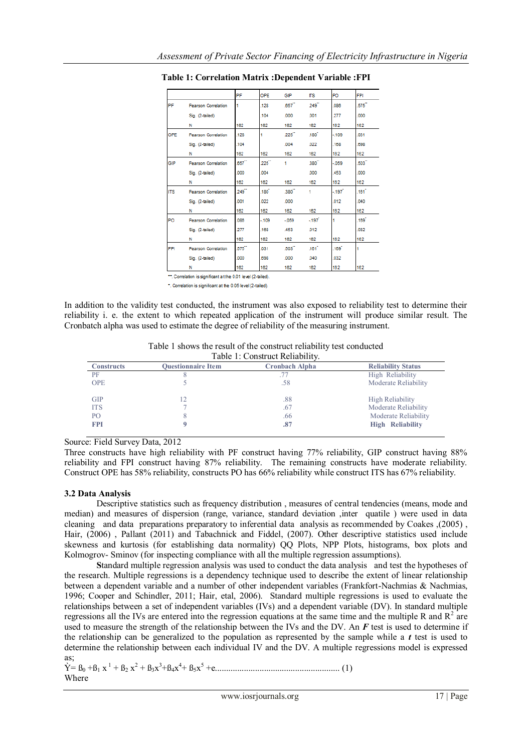**Table 1: Correlation Matrix :Dependent Variable :FPI**

| | | PF | OPE | GIP | ITS | PO | FPI |
|---|---|---|---|---|---|---|---|
| PF | Pearson Correlation | 1 | .128 | .657** | .249** | .086 | .575** |
| | Sig. (2-tailed) | | .104 | .000 | .001 | .277 | .000 |
| | N | 162 | 162 | 162 | 162 | 162 | 162 |
| OPE | Pearson Correlation | .128 | 1 | .225** | .180* | -.109 | .031 |
| | Sig. (2-tailed) | .104 | | .004 | .022 | .168 | .698 |
| | N | 162 | 162 | 162 | 162 | 162 | 162 |
| GIP | Pearson Correlation | .657** | .225** | 1 | .380** | -.059 | .503** |
| | Sig. (2-tailed) | .000 | .004 | | .000 | .453 | .000 |
| | N | 162 | 162 | 162 | 162 | 162 | 162 |
| ITS | Pearson Correlation | .249** | .180* | .380** | 1 | -.197* | .161* |
| | Sig. (2-tailed) | .001 | .022 | .000 | | .012 | .040 |
| | N | 162 | 162 | 162 | 162 | 162 | 162 |
| PO | Pearson Correlation | .086 | -.109 | -.059 | -.197* | 1 | .169* |
| | Sig. (2-tailed) | .277 | .168 | .453 | .012 | | .032 |
| | N | 162 | 162 | 162 | 162 | 162 | 162 |
| FPI | Pearson Correlation | .575** | .031 | .503** | .161* | .169* | 1 |
| | Sig. (2-tailed) | .000 | .698 | .000 | .040 | .032 | |
| | N | 162 | 162 | 162 | 162 | 162 | 162 |

**. Correlation is significant at the 0.01 level (2-tailed).

*. Correlation is significant at the 0.05 level (2-tailed).

In addition to the validity test conducted, the instrument was also exposed to reliability test to determine their reliability i. e. the extent to which repeated application of the instrument will produce similar result. The Cronbatch alpha was used to estimate the degree of reliability of the measuring instrument.

Table 1 shows the result of the construct reliability test conducted

Table 1: Construct Reliability.

| Constructs | Questionnaire Item | Cronbach Alpha | Reliability Status |
|---|---|---|---|
| PF | 8 | .77 | High Reliability |
| OPE | 5 | .58 | Moderate Reliability |
| GIP | 12 | .88 | High Reliability |
| ITS | 7 | .67 | Moderate Reliability |
| PO | 8 | .66 | Moderate Reliability |
| **FPI** | **9** | **.87** | **High Reliability** |

Source: Field Survey Data, 2012

Three constructs have high reliability with PF construct having 77% reliability, GIP construct having 88% reliability and FPI construct having 87% reliability. The remaining constructs have moderate reliability. Construct OPE has 58% reliability, constructs PO has 66% reliability while construct ITS has 67% reliability.

### 3.2 Data Analysis

Descriptive statistics such as frequency distribution , measures of central tendencies (means, mode and median) and measures of dispersion (range, variance, standard deviation ,inter quatile ) were used in data cleaning and data preparations preparatory to inferential data analysis as recommended by Coakes ,(2005) , Hair, (2006) , Pallant (2011) and Tabachnick and Fiddel, (2007). Other descriptive statistics used include skewness and kurtosis (for establishing data normality) QQ Plots, NPP Plots, histograms, box plots and Kolmogrov- Sminov (for inspecting compliance with all the multiple regression assumptions).

**S**tandard multiple regression analysis was used to conduct the data analysis and test the hypotheses of the research. Multiple regressions is a dependency technique used to describe the extent of linear relationship between a dependent variable and a number of other independent variables (Frankfort-Nachmias & Nachmias, 1996; Cooper and Schindler, 2011; Hair, etal, 2006). Standard multiple regressions is used to evaluate the relationships between a set of independent variables (IVs) and a dependent variable (DV). In standard multiple regressions all the IVs are entered into the regression equations at the same time and the multiple R and $R^2$ are used to measure the strength of the relationship between the IVs and the DV. An ***F*** test is used to determine if the relationship can be generalized to the population as represented by the sample while a ***t*** test is used to determine the relationship between each individual IV and the DV. A multiple regressions model is expressed as;

$\dot{Y} = ß_0 + ß_1 x^1 + ß_2 x^2 + ß_3 x^3 + ß_4 x^4 + ß_5 x^5 + e$....................................................... (1)

Where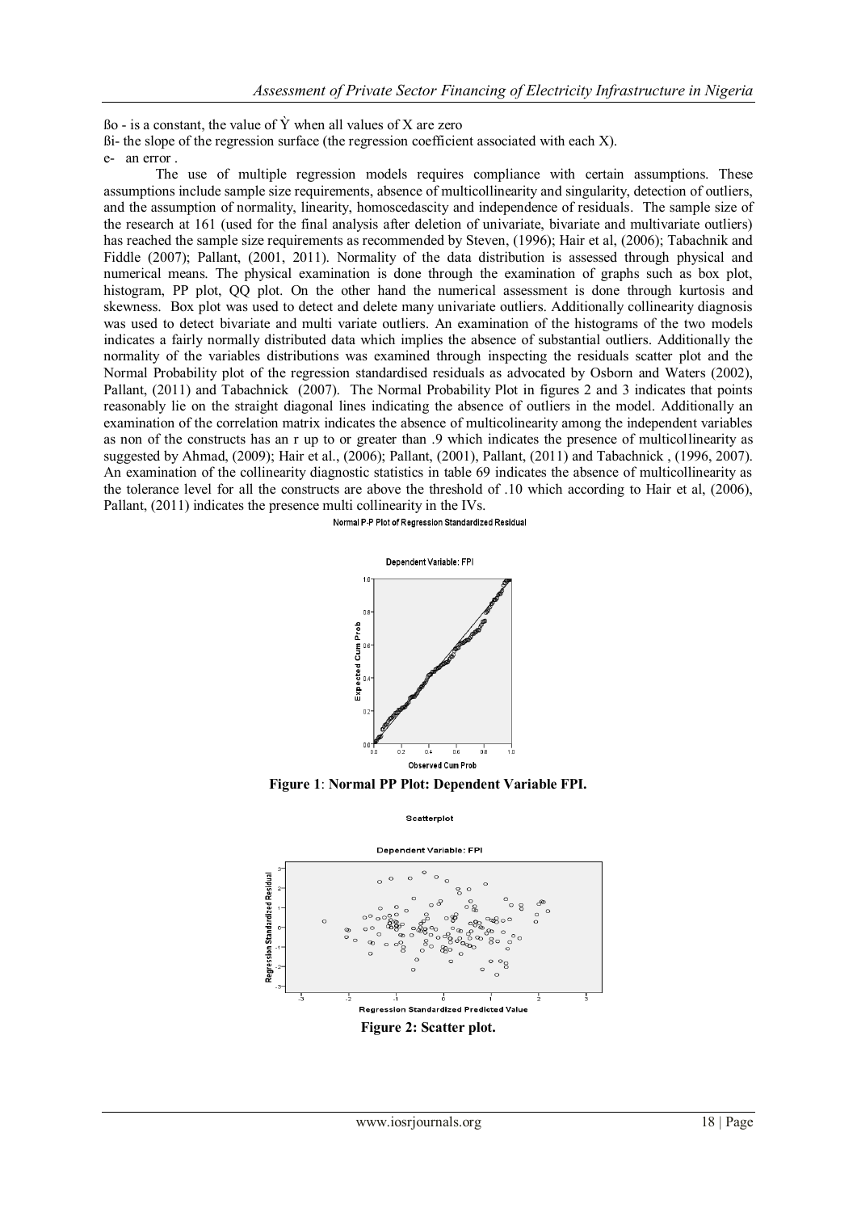ßo - is a constant, the value of Ẏ when all values of X are zero

ßi- the slope of the regression surface (the regression coefficient associated with each X).

e- an error .

The use of multiple regression models requires compliance with certain assumptions. These assumptions include sample size requirements, absence of multicollinearity and singularity, detection of outliers, and the assumption of normality, linearity, homoscedascity and independence of residuals. The sample size of the research at 161 (used for the final analysis after deletion of univariate, bivariate and multivariate outliers) has reached the sample size requirements as recommended by Steven, (1996); Hair et al, (2006); Tabachnik and Fiddle (2007); Pallant, (2001, 2011). Normality of the data distribution is assessed through physical and numerical means. The physical examination is done through the examination of graphs such as box plot, histogram, PP plot, QQ plot. On the other hand the numerical assessment is done through kurtosis and skewness. Box plot was used to detect and delete many univariate outliers. Additionally collinearity diagnosis was used to detect bivariate and multi variate outliers. An examination of the histograms of the two models indicates a fairly normally distributed data which implies the absence of substantial outliers. Additionally the normality of the variables distributions was examined through inspecting the residuals scatter plot and the Normal Probability plot of the regression standardised residuals as advocated by Osborn and Waters (2002), Pallant, (2011) and Tabachnick (2007). The Normal Probability Plot in figures 2 and 3 indicates that points reasonably lie on the straight diagonal lines indicating the absence of outliers in the model. Additionally an examination of the correlation matrix indicates the absence of multicolinearity among the independent variables as non of the constructs has an r up to or greater than .9 which indicates the presence of multicollinearity as suggested by Ahmad, (2009); Hair et al., (2006); Pallant, (2001), Pallant, (2011) and Tabachnick , (1996, 2007). An examination of the collinearity diagnostic statistics in table 69 indicates the absence of multicollinearity as the tolerance level for all the constructs are above the threshold of .10 which according to Hair et al, (2006), Pallant, (2011) indicates the presence multi collinearity in the IVs.

Normal P-P Plot of Regression Standardized Residual

Dependent Variable: FPI

**Figure 1**: **Normal PP Plot: Dependent Variable FPI.**

Scatterplot

Dependent Variable: FPI

**Figure 2: Scatter plot.**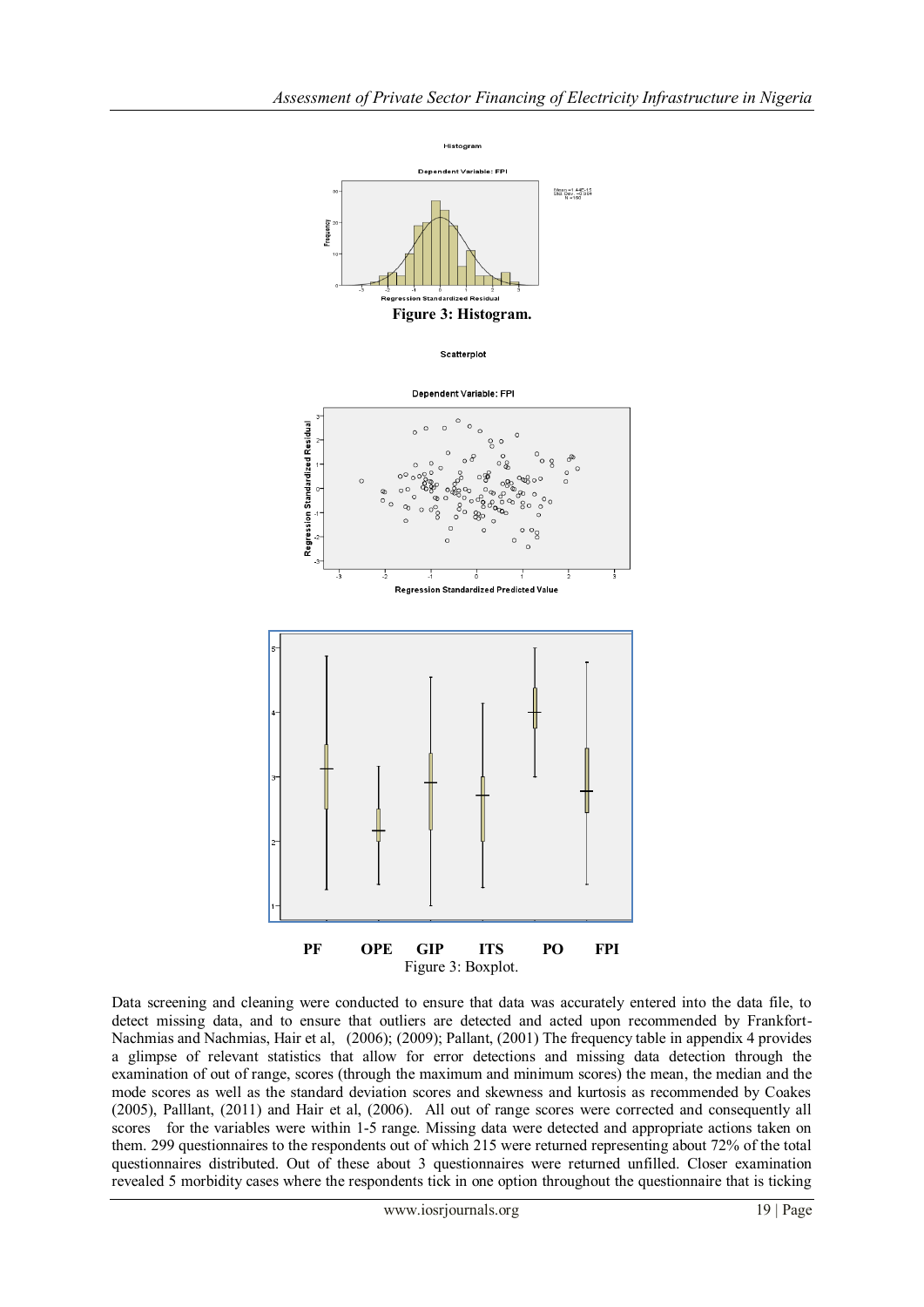**Figure 3: Histogram.**

Figure 3: Boxplot.

Data screening and cleaning were conducted to ensure that data was accurately entered into the data file, to detect missing data, and to ensure that outliers are detected and acted upon recommended by Frankfort-Nachmias and Nachmias, Hair et al, (2006); (2009); Pallant, (2001) The frequency table in appendix 4 provides a glimpse of relevant statistics that allow for error detections and missing data detection through the examination of out of range, scores (through the maximum and minimum scores) the mean, the median and the mode scores as well as the standard deviation scores and skewness and kurtosis as recommended by Coakes (2005), Palllant, (2011) and Hair et al, (2006). All out of range scores were corrected and consequently all scores for the variables were within 1-5 range. Missing data were detected and appropriate actions taken on them. 299 questionnaires to the respondents out of which 215 were returned representing about 72% of the total questionnaires distributed. Out of these about 3 questionnaires were returned unfilled. Closer examination revealed 5 morbidity cases where the respondents tick in one option throughout the questionnaire that is ticking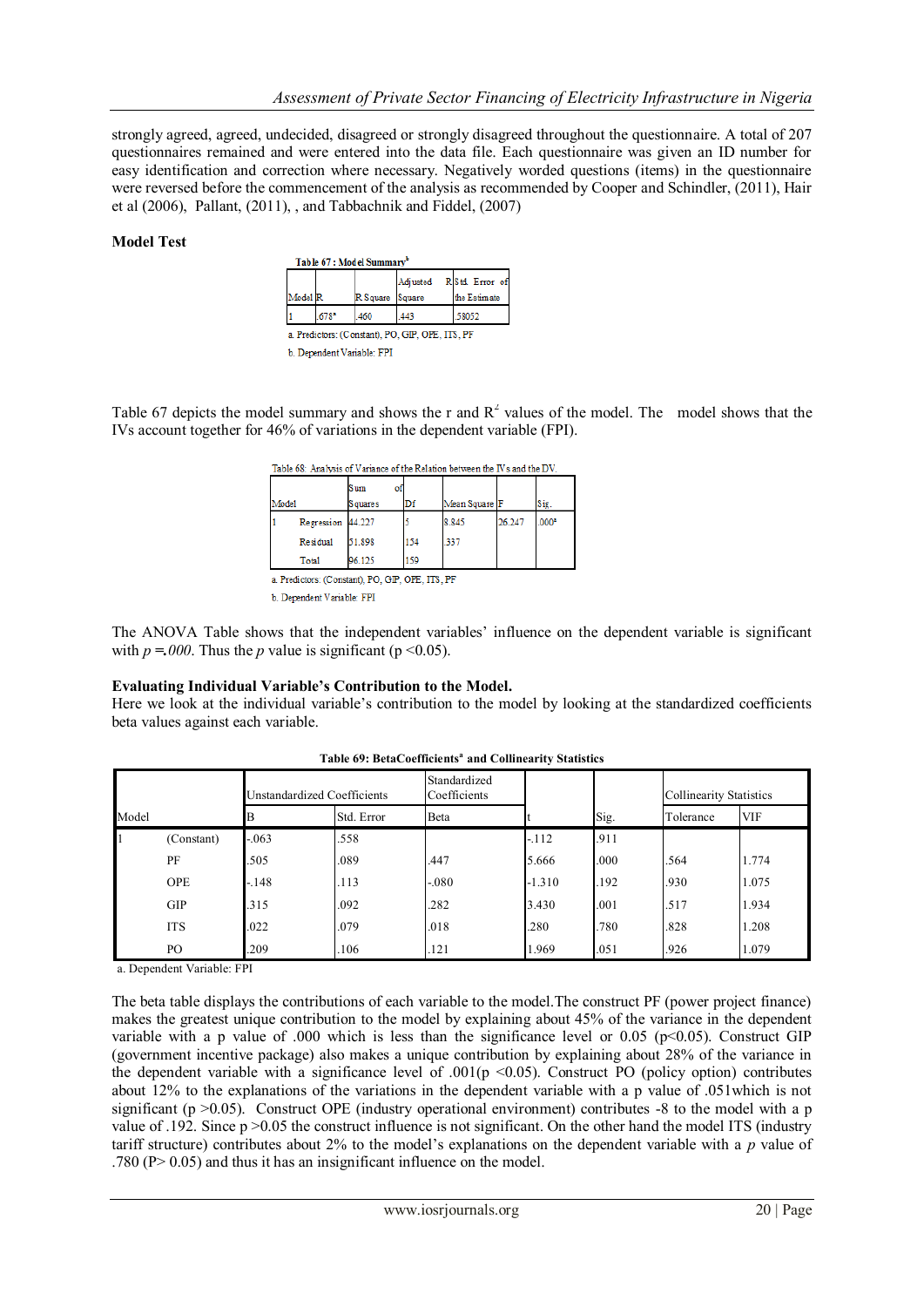strongly agreed, agreed, undecided, disagreed or strongly disagreed throughout the questionnaire. A total of 207 questionnaires remained and were entered into the data file. Each questionnaire was given an ID number for easy identification and correction where necessary. Negatively worded questions (items) in the questionnaire were reversed before the commencement of the analysis as recommended by Cooper and Schindler, (2011), Hair et al (2006), Pallant, (2011), , and Tabbachnik and Fiddel, (2007)

**Model Test**

Table 67 : Model Summary[b]

| Model | R | R Square | Adjusted R Square | Std. Error of the Estimate |
|---|---|---|---|---|
| 1 | .678[a] | .460 | .443 | .58052 |

a. Predictors: (Constant), PO, GIP, OPE, ITS, PF

b. Dependent Variable: FPI

Table 67 depicts the model summary and shows the r and $R^2$ values of the model. The model shows that the IVs account together for 46% of variations in the dependent variable (FPI).

Table 68: Analysis of Variance of the Relation between the IVs and the DV.

| Model | | Sum of Squares | Df | Mean Square | F | Sig. |
|---|---|---|---|---|---|---|
| 1 | Regression | 44.227 | 5 | 8.845 | 26.247 | .000[a] |
| | Residual | 51.898 | 154 | .337 | | |
| | Total | 96.125 | 159 | | | |

a. Predictors: (Constant), PO, GIP, OPE, ITS, PF

b. Dependent Variable: FPI

The ANOVA Table shows that the independent variables' influence on the dependent variable is significant with $p = .000$. Thus the $p$ value is significant ($p < 0.05$).

**Evaluating Individual Variable's Contribution to the Model.**
Here we look at the individual variable's contribution to the model by looking at the standardized coefficients beta values against each variable.

**Table 69: BetaCoefficients[a] and Collinearity Statistics**

| Model | | Unstandardized Coefficients | | Standardized Coefficients | | | Collinearity Statistics | |
|---|---|---|---|---|---|---|---|---|
| | | B | Std. Error | Beta | t | Sig. | Tolerance | VIF |
| 1 | (Constant) | -.063 | .558 | | -.112 | .911 | | |
| | PF | .505 | .089 | .447 | 5.666 | .000 | .564 | 1.774 |
| | OPE | -.148 | .113 | -.080 | -1.310 | .192 | .930 | 1.075 |
| | GIP | .315 | .092 | .282 | 3.430 | .001 | .517 | 1.934 |
| | ITS | .022 | .079 | .018 | .280 | .780 | .828 | 1.208 |
| | PO | .209 | .106 | .121 | 1.969 | .051 | .926 | 1.079 |

a. Dependent Variable: FPI

The beta table displays the contributions of each variable to the model.The construct PF (power project finance) makes the greatest unique contribution to the model by explaining about 45% of the variance in the dependent variable with a p value of .000 which is less than the significance level or 0.05 ($p<0.05$). Construct GIP (government incentive package) also makes a unique contribution by explaining about 28% of the variance in the dependent variable with a significance level of .001($p < 0.05$). Construct PO (policy option) contributes about 12% to the explanations of the variations in the dependent variable with a p value of .051which is not significant ($p > 0.05$). Construct OPE (industry operational environment) contributes -8 to the model with a p value of .192. Since $p > 0.05$ the construct influence is not significant. On the other hand the model ITS (industry tariff structure) contributes about 2% to the model's explanations on the dependent variable with a $p$ value of .780 ($P > 0.05$) and thus it has an insignificant influence on the model.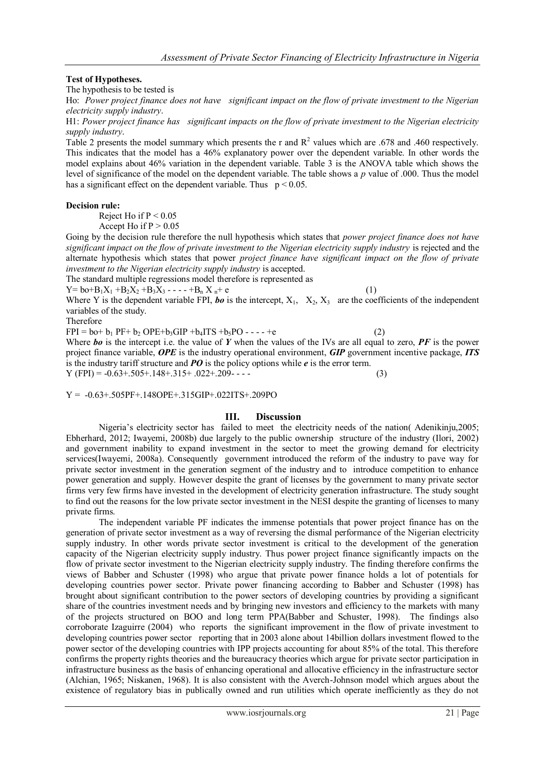**Test of Hypotheses.**

The hypothesis to be tested is

Ho: *Power project finance does not have significant impact on the flow of private investment to the Nigerian electricity supply industry*.

H1: *Power project finance has significant impacts on the flow of private investment to the Nigerian electricity supply industry*.

Table 2 presents the model summary which presents the r and $R^2$ values which are .678 and .460 respectively. This indicates that the model has a 46% explanatory power over the dependent variable. In other words the model explains about 46% variation in the dependent variable. Table 3 is the ANOVA table which shows the level of significance of the model on the dependent variable. The table shows a *p* value of .000. Thus the model has a significant effect on the dependent variable. Thus $p < 0.05$.

**Decision rule:**

Reject Ho if $P < 0.05$

Accept Ho if $P > 0.05$

Going by the decision rule therefore the null hypothesis which states that *power project finance does not have significant impact on the flow of private investment to the Nigerian electricity supply industry* is rejected and the alternate hypothesis which states that power *project finance have significant impact on the flow of private investment to the Nigerian electricity supply industry* is accepted.

The standard multiple regressions model therefore is represented as

$$Y = bo + B_1X_1 + B_2X_2 + B_3X_3 - - - - + B_n X_n + e \quad (1)$$

Where Y is the dependent variable FPI, ***bo*** is the intercept, $X_1$, $X_2$, $X_3$ are the coefficients of the independent variables of the study.

Therefore

$$FPI = bo + b_1 PF + b_2 OPE + b_3 GIP + b_4 ITS + b_5 PO - - - - + e \quad (2)$$

Where ***bo*** is the intercept i.e. the value of ***Y*** when the values of the IVs are all equal to zero, ***PF*** is the power project finance variable, ***OPE*** is the industry operational environment, ***GIP*** government incentive package, ***ITS*** is the industry tariff structure and ***PO*** is the policy options while ***e*** is the error term.

$$Y\,(FPI) = -0.63 + .505 + .148 + .315 + .022 + .209 - - - \quad (3)$$

$$Y = -0.63 + .505PF + .148OPE + .315GIP + .022ITS + .209PO$$

## III. Discussion

Nigeria's electricity sector has failed to meet the electricity needs of the nation( Adenikinju,2005; Ebherhard, 2012; Iwayemi, 2008b) due largely to the public ownership structure of the industry (Ilori, 2002) and government inability to expand investment in the sector to meet the growing demand for electricity services(Iwayemi, 2008a). Consequently government introduced the reform of the industry to pave way for private sector investment in the generation segment of the industry and to introduce competition to enhance power generation and supply. However despite the grant of licenses by the government to many private sector firms very few firms have invested in the development of electricity generation infrastructure. The study sought to find out the reasons for the low private sector investment in the NESI despite the granting of licenses to many private firms.

The independent variable PF indicates the immense potentials that power project finance has on the generation of private sector investment as a way of reversing the dismal performance of the Nigerian electricity supply industry. In other words private sector investment is critical to the development of the generation capacity of the Nigerian electricity supply industry. Thus power project finance significantly impacts on the flow of private sector investment to the Nigerian electricity supply industry. The finding therefore confirms the views of Babber and Schuster (1998) who argue that private power finance holds a lot of potentials for developing countries power sector. Private power financing according to Babber and Schuster (1998) has brought about significant contribution to the power sectors of developing countries by providing a significant share of the countries investment needs and by bringing new investors and efficiency to the markets with many of the projects structured on BOO and long term PPA(Babber and Schuster, 1998). The findings also corroborate Izaguirre (2004) who reports the significant improvement in the flow of private investment to developing countries power sector reporting that in 2003 alone about 14billion dollars investment flowed to the power sector of the developing countries with IPP projects accounting for about 85% of the total. This therefore confirms the property rights theories and the bureaucracy theories which argue for private sector participation in infrastructure business as the basis of enhancing operational and allocative efficiency in the infrastructure sector (Alchian, 1965; Niskanen, 1968). It is also consistent with the Averch-Johnson model which argues about the existence of regulatory bias in publically owned and run utilities which operate inefficiently as they do not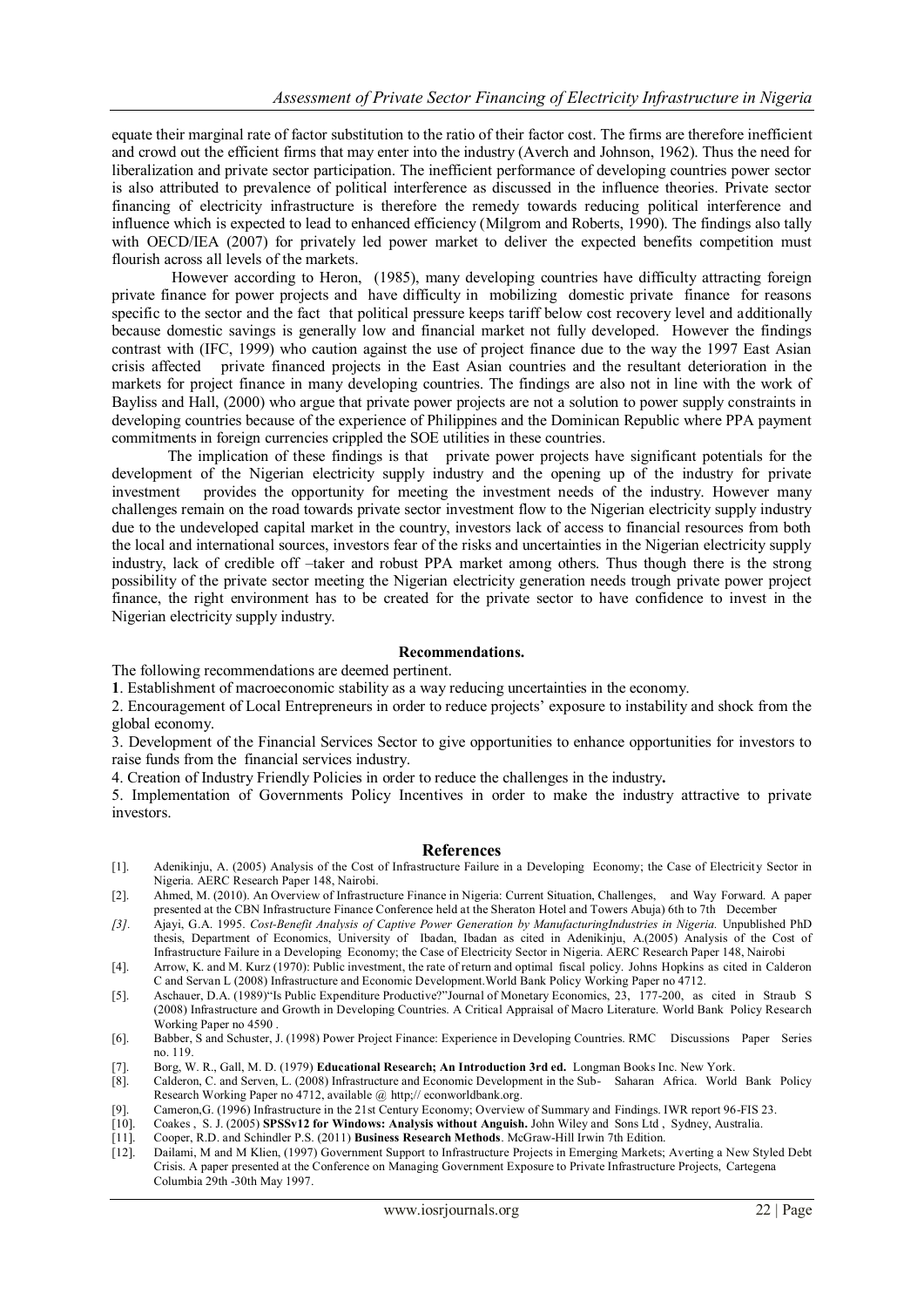equate their marginal rate of factor substitution to the ratio of their factor cost. The firms are therefore inefficient and crowd out the efficient firms that may enter into the industry (Averch and Johnson, 1962). Thus the need for liberalization and private sector participation. The inefficient performance of developing countries power sector is also attributed to prevalence of political interference as discussed in the influence theories. Private sector financing of electricity infrastructure is therefore the remedy towards reducing political interference and influence which is expected to lead to enhanced efficiency (Milgrom and Roberts, 1990). The findings also tally with OECD/IEA (2007) for privately led power market to deliver the expected benefits competition must flourish across all levels of the markets.

However according to Heron, (1985), many developing countries have difficulty attracting foreign private finance for power projects and have difficulty in mobilizing domestic private finance for reasons specific to the sector and the fact that political pressure keeps tariff below cost recovery level and additionally because domestic savings is generally low and financial market not fully developed. However the findings contrast with (IFC, 1999) who caution against the use of project finance due to the way the 1997 East Asian crisis affected private financed projects in the East Asian countries and the resultant deterioration in the markets for project finance in many developing countries. The findings are also not in line with the work of Bayliss and Hall, (2000) who argue that private power projects are not a solution to power supply constraints in developing countries because of the experience of Philippines and the Dominican Republic where PPA payment commitments in foreign currencies crippled the SOE utilities in these countries.

The implication of these findings is that private power projects have significant potentials for the development of the Nigerian electricity supply industry and the opening up of the industry for private investment provides the opportunity for meeting the investment needs of the industry. However many challenges remain on the road towards private sector investment flow to the Nigerian electricity supply industry due to the undeveloped capital market in the country, investors lack of access to financial resources from both the local and international sources, investors fear of the risks and uncertainties in the Nigerian electricity supply industry, lack of credible off –taker and robust PPA market among others. Thus though there is the strong possibility of the private sector meeting the Nigerian electricity generation needs trough private power project finance, the right environment has to be created for the private sector to have confidence to invest in the Nigerian electricity supply industry.

## Recommendations.

The following recommendations are deemed pertinent.

**1**. Establishment of macroeconomic stability as a way reducing uncertainties in the economy.

2. Encouragement of Local Entrepreneurs in order to reduce projects' exposure to instability and shock from the global economy.

3. Development of the Financial Services Sector to give opportunities to enhance opportunities for investors to raise funds from the financial services industry.

4. Creation of Industry Friendly Policies in order to reduce the challenges in the industry**.**

5. Implementation of Governments Policy Incentives in order to make the industry attractive to private investors.

## References

[1]. Adenikinju, A. (2005) Analysis of the Cost of Infrastructure Failure in a Developing Economy; the Case of Electricity Sector in Nigeria. AERC Research Paper 148, Nairobi.

[2]. Ahmed, M. (2010). An Overview of Infrastructure Finance in Nigeria: Current Situation, Challenges, and Way Forward. A paper presented at the CBN Infrastructure Finance Conference held at the Sheraton Hotel and Towers Abuja) 6th to 7th December

*[3].* Ajayi, G.A. 1995. *Cost-Benefit Analysis of Captive Power Generation by ManufacturingIndustries in Nigeria.* Unpublished PhD thesis, Department of Economics, University of Ibadan, Ibadan as cited in Adenikinju, A.(2005) Analysis of the Cost of Infrastructure Failure in a Developing Economy; the Case of Electricity Sector in Nigeria. AERC Research Paper 148, Nairobi

[4]. Arrow, K. and M. Kurz (1970): Public investment, the rate of return and optimal fiscal policy. Johns Hopkins as cited in Calderon C and Servan L (2008) Infrastructure and Economic Development.World Bank Policy Working Paper no 4712.

[5]. Aschauer, D.A. (1989)"Is Public Expenditure Productive?"Journal of Monetary Economics, 23, 177-200, as cited in Straub S (2008) Infrastructure and Growth in Developing Countries. A Critical Appraisal of Macro Literature. World Bank Policy Research Working Paper no 4590 .

[6]. Babber, S and Schuster, J. (1998) Power Project Finance: Experience in Developing Countries. RMC Discussions Paper Series no. 119.

[7]. Borg, W. R., Gall, M. D. (1979) **Educational Research; An Introduction 3rd ed.** Longman Books Inc. New York.

[8]. Calderon, C. and Serven, L. (2008) Infrastructure and Economic Development in the Sub- Saharan Africa. World Bank Policy Research Working Paper no 4712, available @ http;// econworldbank.org.

[9]. Cameron,G. (1996) Infrastructure in the 21st Century Economy; Overview of Summary and Findings. IWR report 96-FIS 23.

[10]. Coakes , S. J. (2005) **SPSSv12 for Windows: Analysis without Anguish.** John Wiley and Sons Ltd , Sydney, Australia.

[11]. Cooper, R.D. and Schindler P.S. (2011) **Business Research Methods**. McGraw-Hill Irwin 7th Edition.

[12]. Dailami, M and M Klien, (1997) Government Support to Infrastructure Projects in Emerging Markets; Averting a New Styled Debt Crisis. A paper presented at the Conference on Managing Government Exposure to Private Infrastructure Projects, Cartegena Columbia 29th -30th May 1997.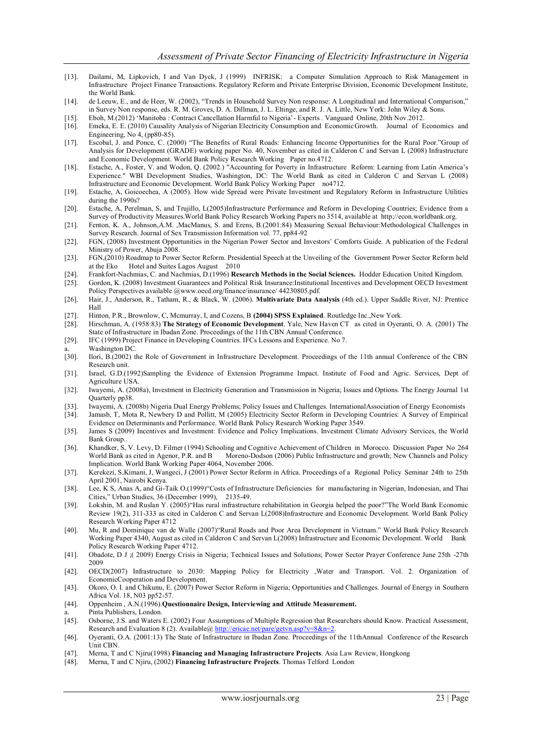[13]. Dailami, M, Lipkovich, I and Van Dyck, J (1999) INFRISK: a Computer Simulation Approach to Risk Management in Infrastructure Project Finance Transactions. Regulatory Reform and Private Enterprise Division, Economic Development Institute, the World Bank.

[14]. de Leeuw, E., and de Heer, W. (2002), "Trends in Household Survey Non response: A Longitudinal and International Comparison," in Survey Non response, eds. R. M. Groves, D. A. Dillman, J. L. Eltinge, and R. J. A. Little, New York: John Wiley & Sons.

[15]. Eboh, M.(2012) 'Manitoba : Contract Cancellation Harmful to Nigeria'- Experts . Vanguard Online, 20th Nov.2012.

[16]. Emeka, E. E. (2010) Causality Analysis of Nigerian Electricity Consumption and Economic Growth. Journal of Economics and Engineering, No 4, (pp80-85).

[17]. Escobal, J. and Ponce, C. (2000) "The Benefits of Rural Roads: Enhancing Income Opportunities for the Rural Poor."Group of Analysis for Development (GRADE) working paper No. 40, November as cited in Calderon C and Servan L (2008) Infrastructure and Economic Development. World Bank Policy Research Working Paper no.4712.

[18]. Estache, A., Foster, V. and Wodon, Q. (2002.) "Accounting for Poverty in Infrastructure Reform: Learning from Latin America's Experience." WBI Development Studies, Washington, DC: The World Bank as cited in Calderon C and Servan L (2008) Infrastructure and Economic Development. World Bank Policy Working Paper no4712.

[19]. Estache, A, Goicoechea, A (2005). How wide Spread were Private Investment and Regulatory Reform in Infrastructure Utilities during the 1990s?

[20]. Estache, A, Perelman, S, and Trujillo, L(2005)Infrastructure Performance and Reform in Developing Countries; Evidence from a Survey of Productivity Measures.World Bank Policy Research Working Papers no 3514, available at http;//econ.worldbank.org.

[21]. Fenton, K. A., Johnson,A.M. ,MacManus, S. and Erens, B.(2001:84) Measuring Sexual Behaviour:Methodological Challenges in Survey Research. Journal of Sex Transmission Information vol. 77, pp84-92

[22]. FGN, (2008) Investment Opportunities in the Nigerian Power Sector and Investors' Comforts Guide. A publication of the Federal Ministry of Power, Abuja 2008.

[23]. FGN,(2010) Roadmap to Power Sector Reform. Presidential Speech at the Unveiling of the Government Power Sector Reform held at the Eko Hotel and Suites Lagos August 2010

[24]. Frankfort-Nachmias, C. and Nachmias, D.(1996) **Research Methods in the Social Sciences.** Hodder Education United Kingdom.

[25]. Gordon, K. (2008) Investment Guarantees and Political Risk Insurance:Institutional Incentives and Development OECD Investment Policy Perspectives available @www.oecd.org/finance/insurance/ 44230805.pdf.

[26]. Hair, J., Anderson, R., Tatham, R., & Black, W. (2006). **Multivariate Data Analysis** (4th ed.). Upper Saddle River, NJ: Prentice Hall

[27]. Hinton, P.R., Brownlow, C, Mcmurray, I, and Cozens, B **(2004) SPSS Explained**. Routledge Inc.,New York.

[28]. Hirschman, A. (1958:83) **The Strategy of Economic Development**. Yale, New Haven CT as cited in Oyeranti, O. A. (2001) The State of Infrastructure in Ibadan Zone. Proceedings of the 11th CBN Annual Conference.

[29]. IFC (1999) Project Finance in Developing Countries. IFCs Lessons and Experience. No 7.

a. Washington DC.

[30]. Ilori, B.(2002) the Role of Government in Infrastructure Development. Proceedings of the 11th annual Conference of the CBN Research unit.

[31]. Israel, G.D.(1992)Sampling the Evidence of Extension Programme Impact. Institute of Food and Agric. Services, Dept of Agriculture USA.

[32]. Iwayemi, A. (2008a), Investment in Electricity Generation and Transmission in Nigeria; Issues and Options. The Energy Journal 1st Quarterly pp38.

[33]. Iwayemi, A. (2008b) Nigeria Dual Energy Problems; Policy Issues and Challenges. InternationalAssociation of Energy Economists

[34]. Jamasb, T, Mota R, Newbery D and Pollitt, M (2005) Electricity Sector Reform in Developing Countries: A Survey of Empirical Evidence on Determinants and Performance. World Bank Policy Research Working Paper 3549.

[35]. James S (2009) Incentives and Investment: Evidence and Policy Implications. Investment Climate Advisory Services, the World Bank Group..

[36]. Khandker, S, V. Levy, D. Filmer (1994) Schooling and Cognitive Achievement of Children in Morocco. Discussion Paper No 264 World Bank as cited in Agenor, P.R. and B Moreno-Dodson (2006) Public Infrastructure and growth; New Channels and Policy Implication. World Bank Working Paper 4064, November 2006.

[37]. Kerekezi, S,Kimani, J, Wangeci, J (2001) Power Sector Reform in Africa. Proceedings of a Regional Policy Seminar 24th to 25th April 2001, Nairobi Kenya.

[38]. Lee, K S, Anas A, and Gi-Taik O.(1999)"Costs of Infrastructure Deficiencies for manufacturing in Nigerian, Indonesian, and Thai Cities," Urban Studies, 36 (December 1999), 2135-49.

[39]. Lokshin, M. and Ruslan Y. (2005)"Has rural infrastructure rehabilitation in Georgia helped the poor?"The World Bank Economic Review 19(2), 311-333 as cited in Calderon C and Servan L(2008)Infrastructure and Economic Development. World Bank Policy Research Working Paper 4712

[40]. Mu, R and Dominique van de Walle (2007)"Rural Roads and Poor Area Development in Vietnam." World Bank Policy Research Working Paper 4340, August as cited in Calderon C and Servan L(2008) Infrastructure and Economic Development. World Bank Policy Research Working Paper 4712.

[41]. Obadote, D J ;( 2009) Energy Crisis in Nigeria; Technical Issues and Solutions; Power Sector Prayer Conference June 25th -27th 2009

[42]. OECD(2007) Infrastructure to 2030: Mapping Policy for Electricity ,Water and Transport. Vol. 2. Organization of EconomicCooperation and Development.

[43]. Okoro, O. I. and Chikunu, E. (2007) Power Sector Reform in Nigeria; Opportunities and Challenges. Journal of Energy in Southern Africa Vol. 18, N03 pp52-57.

[44]. Oppenheim , A.N.(1996).**Questionnaire Design, Interviewing and Attitude Measurement.**

a. Pinta Publishers, London.

[45]. Osborne, J.S. and Waters E. (2002) Four Assumptions of Multiple Regression that Researchers should Know. Practical Assessment, Research and Evaluation 8 (2). Available@ http://ericae.net/pare/getvn.asp?v=8&n=2.

[46]. Oyeranti, O.A. (2001:13) The State of Infrastructure in Ibadan Zone. Proceedings of the 11thAnnual Conference of the Research Unit CBN.

[47]. Merna, T and C Njiru(1998) **Financing and Managing Infrastructure Projects**. Asia Law Review, Hongkong

[48]. Merna, T and C Njiru, (2002) **Financing Infrastructure Projects**. Thomas Telford London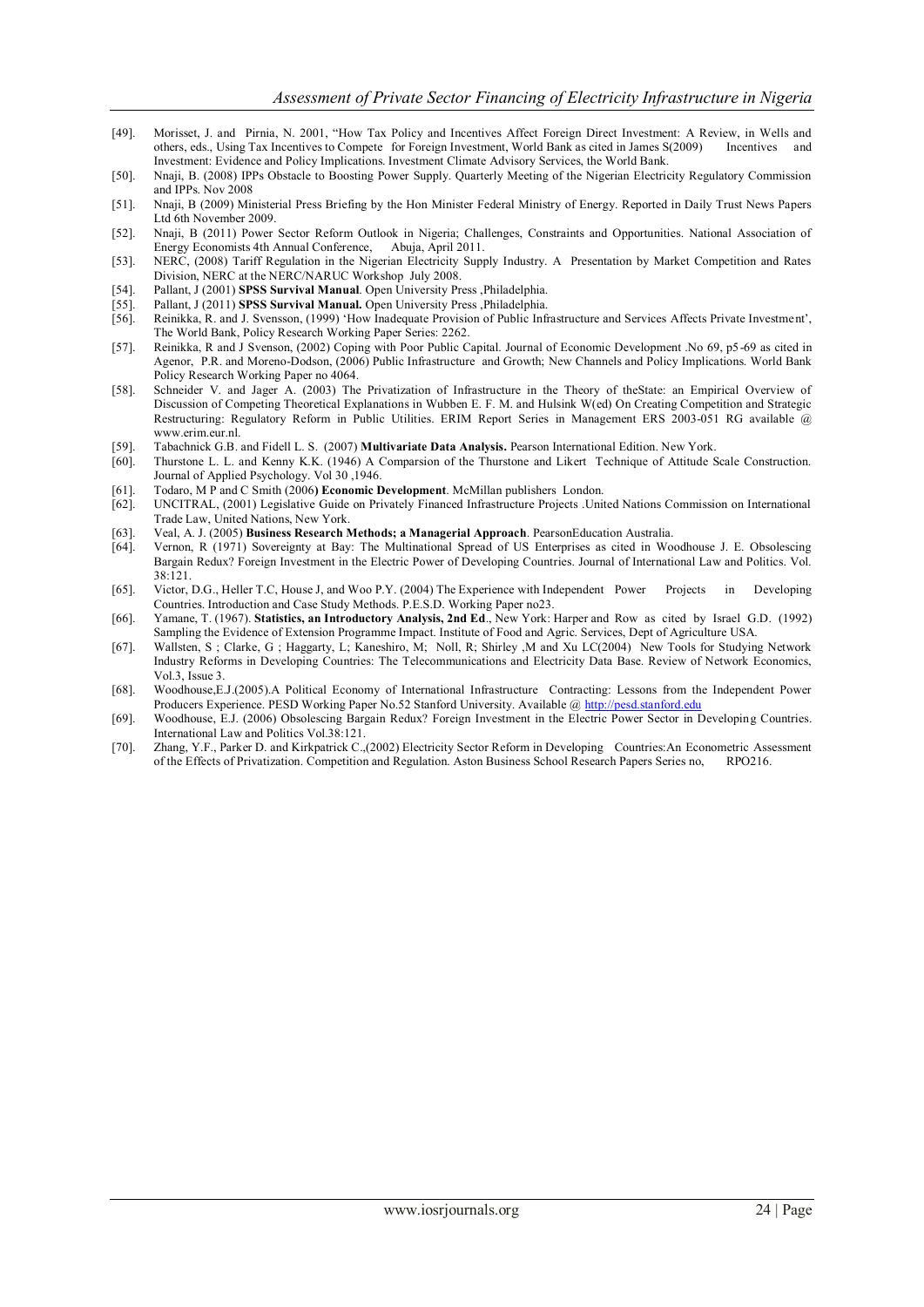[49]. Morisset, J. and Pirnia, N. 2001, "How Tax Policy and Incentives Affect Foreign Direct Investment: A Review, in Wells and others, eds., Using Tax Incentives to Compete for Foreign Investment, World Bank as cited in James S(2009) Incentives and Investment: Evidence and Policy Implications. Investment Climate Advisory Services, the World Bank.

[50]. Nnaji, B. (2008) IPPs Obstacle to Boosting Power Supply. Quarterly Meeting of the Nigerian Electricity Regulatory Commission and IPPs. Nov 2008

[51]. Nnaji, B (2009) Ministerial Press Briefing by the Hon Minister Federal Ministry of Energy. Reported in Daily Trust News Papers Ltd 6th November 2009.

[52]. Nnaji, B (2011) Power Sector Reform Outlook in Nigeria; Challenges, Constraints and Opportunities. National Association of Energy Economists 4th Annual Conference, Abuja, April 2011.

[53]. NERC, (2008) Tariff Regulation in the Nigerian Electricity Supply Industry. A Presentation by Market Competition and Rates Division, NERC at the NERC/NARUC Workshop July 2008.

[54]. Pallant, J (2001) **SPSS Survival Manual**. Open University Press ,Philadelphia.

[55]. Pallant, J (2011) **SPSS Survival Manual.** Open University Press ,Philadelphia.

[56]. Reinikka, R. and J. Svensson, (1999) 'How Inadequate Provision of Public Infrastructure and Services Affects Private Investment', The World Bank, Policy Research Working Paper Series: 2262.

[57]. Reinikka, R and J Svenson, (2002) Coping with Poor Public Capital. Journal of Economic Development .No 69, p5-69 as cited in Agenor, P.R. and Moreno-Dodson, (2006) Public Infrastructure and Growth; New Channels and Policy Implications. World Bank Policy Research Working Paper no 4064.

[58]. Schneider V. and Jager A. (2003) The Privatization of Infrastructure in the Theory of theState: an Empirical Overview of Discussion of Competing Theoretical Explanations in Wubben E. F. M. and Hulsink W(ed) On Creating Competition and Strategic Restructuring: Regulatory Reform in Public Utilities. ERIM Report Series in Management ERS 2003-051 RG available @ www.erim.eur.nl.

[59]. Tabachnick G.B. and Fidell L. S. (2007) **Multivariate Data Analysis.** Pearson International Edition. New York.

[60]. Thurstone L. L. and Kenny K.K. (1946) A Comparsion of the Thurstone and Likert Technique of Attitude Scale Construction. Journal of Applied Psychology. Vol 30 ,1946.

[61]. Todaro, M P and C Smith (2006**) Economic Development**. McMillan publishers London.

[62]. UNCITRAL, (2001) Legislative Guide on Privately Financed Infrastructure Projects .United Nations Commission on International Trade Law, United Nations, New York.

[63]. Veal, A. J. (2005) **Business Research Methods; a Managerial Approach**. PearsonEducation Australia.

[64]. Vernon, R (1971) Sovereignty at Bay: The Multinational Spread of US Enterprises as cited in Woodhouse J. E. Obsolescing Bargain Redux? Foreign Investment in the Electric Power of Developing Countries. Journal of International Law and Politics. Vol. 38:121.

[65]. Victor, D.G., Heller T.C, House J, and Woo P.Y. (2004) The Experience with Independent Power Projects in Developing Countries. Introduction and Case Study Methods. P.E.S.D. Working Paper no23.

[66]. Yamane, T. (1967). **Statistics, an Introductory Analysis, 2nd Ed**., New York: Harper and Row as cited by Israel G.D. (1992) Sampling the Evidence of Extension Programme Impact. Institute of Food and Agric. Services, Dept of Agriculture USA.

[67]. Wallsten, S ; Clarke, G ; Haggarty, L; Kaneshiro, M; Noll, R; Shirley ,M and Xu LC(2004) New Tools for Studying Network Industry Reforms in Developing Countries: The Telecommunications and Electricity Data Base. Review of Network Economics, Vol.3, Issue 3.

[68]. Woodhouse,E.J.(2005).A Political Economy of International Infrastructure Contracting: Lessons from the Independent Power Producers Experience. PESD Working Paper No.52 Stanford University. Available @ http://pesd.stanford.edu

[69]. Woodhouse, E.J. (2006) Obsolescing Bargain Redux? Foreign Investment in the Electric Power Sector in Developing Countries. International Law and Politics Vol.38:121.

[70]. Zhang, Y.F., Parker D. and Kirkpatrick C.,(2002) Electricity Sector Reform in Developing Countries:An Econometric Assessment of the Effects of Privatization. Competition and Regulation. Aston Business School Research Papers Series no, RPO216.